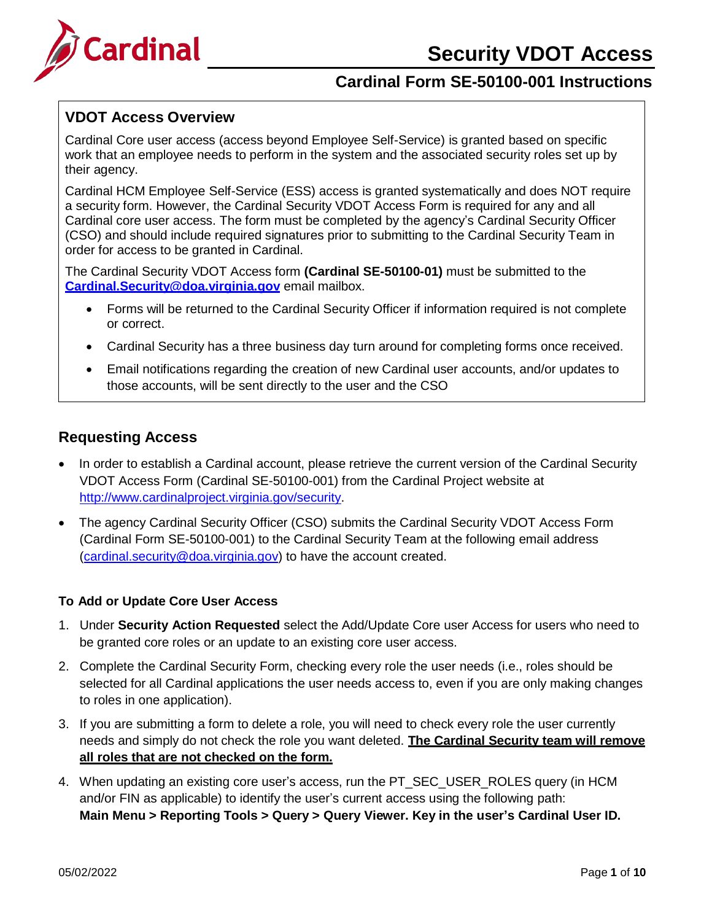# Security VDOT Access

## Cardinal Form SE-50100-001 Instructions

### VDOT Access Overview

Cardinal Core user access (access beyond Employee Self-Service) is granted based on specific work that an employee needs to perform in the system and the associated security roles set up by their agency.

Cardinal HCM Employee Self-Service (ESS) access is granted systematically and does NOT require a security form. However, the Cardinal Security VDOT Access Form is required for any and all Cardinal core user access. The form must be completed by the agency's Cardinal Security Officer (CSO) and should include required signatures prior to submitting to the Cardinal Security Team in order for access to be granted in Cardinal.

The Cardinal Security VDOT Access form **(Cardinal SE-50100-01)** must be submitted to the **[Cardinal.Security@doa.virginia.gov](mailto:Cardinal.Security@doa.virginia.gov)** email mailbox.

- Forms will be returned to the Cardinal Security Officer if information required is not complete or correct.
- Cardinal Security has a three business day turn around for completing forms once received.
- Email notifications regarding the creation of new Cardinal user accounts, and/or updates to those accounts, will be sent directly to the user and the CSO

## Requesting Access

- In order to establish a Cardinal account, please retrieve the current version of the Cardinal Security VDOT Access Form (Cardinal SE-50100-001) from the Cardinal Project website at [http://www.cardinalproject.virginia.gov/security](http://www.cardinalproject.virginia.gov/security).
- The agency Cardinal Security Officer (CSO) submits the Cardinal Security VDOT Access Form (Cardinal Form SE-50100-001) to the Cardinal Security Team at the following email address ([cardinal.security@doa.virginia.gov](mailto:cardinal.security@doa.virginia.gov)) to have the account created.

#### To Add or Update Core User Access

1. Under **Security Action Requested** select the Add/Update Core user Access for users who need to be granted core roles or an update to an existing core user access.
2. Complete the Cardinal Security Form, checking every role the user needs (i.e., roles should be selected for all Cardinal applications the user needs access to, even if you are only making changes to roles in one application).
3. If you are submitting a form to delete a role, you will need to check every role the user currently needs and simply do not check the role you want deleted. **<u>The Cardinal Security team will remove all roles that are not checked on the form.</u>**
4. When updating an existing core user's access, run the PT_SEC_USER_ROLES query (in HCM and/or FIN as applicable) to identify the user's current access using the following path: **Main Menu > Reporting Tools > Query > Query Viewer. Key in the user's Cardinal User ID.**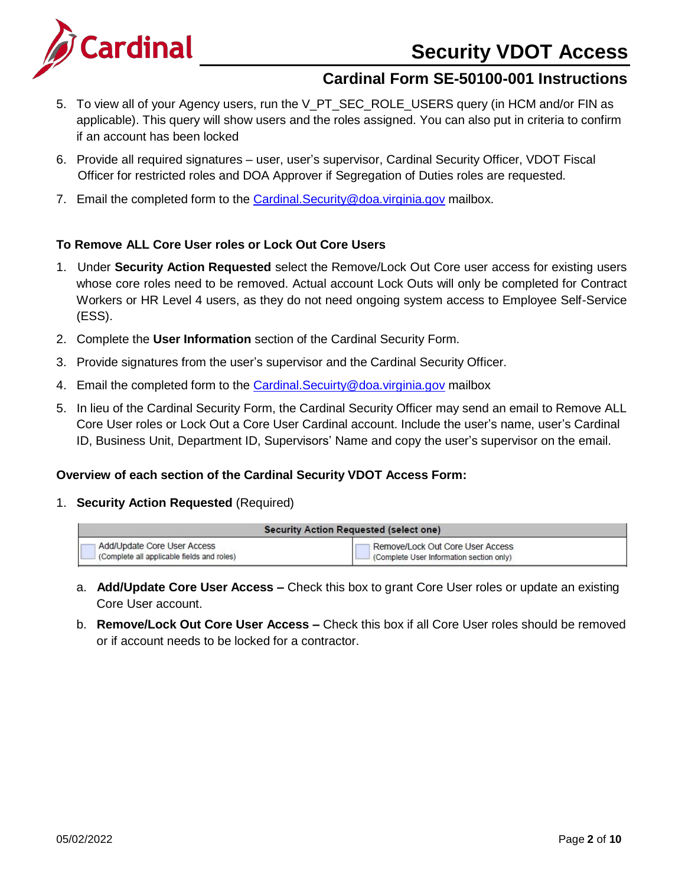5. To view all of your Agency users, run the V_PT_SEC_ROLE_USERS query (in HCM and/or FIN as applicable). This query will show users and the roles assigned. You can also put in criteria to confirm if an account has been locked
6. Provide all required signatures – user, user's supervisor, Cardinal Security Officer, VDOT Fiscal Officer for restricted roles and DOA Approver if Segregation of Duties roles are requested.
7. Email the completed form to the Cardinal.Security@doa.virginia.gov mailbox.

**To Remove ALL Core User roles or Lock Out Core Users**

1. Under **Security Action Requested** select the Remove/Lock Out Core user access for existing users whose core roles need to be removed. Actual account Lock Outs will only be completed for Contract Workers or HR Level 4 users, as they do not need ongoing system access to Employee Self-Service (ESS).
2. Complete the **User Information** section of the Cardinal Security Form.
3. Provide signatures from the user's supervisor and the Cardinal Security Officer.
4. Email the completed form to the Cardinal.Security@doa.virginia.gov mailbox
5. In lieu of the Cardinal Security Form, the Cardinal Security Officer may send an email to Remove ALL Core User roles or Lock Out a Core User Cardinal account. Include the user's name, user's Cardinal ID, Business Unit, Department ID, Supervisors' Name and copy the user's supervisor on the email.

**Overview of each section of the Cardinal Security VDOT Access Form:**

1. **Security Action Requested** (Required)

| Security Action Requested (select one) | |
|---|---|
| ☐ Add/Update Core User Access (Complete all applicable fields and roles) | ☐ Remove/Lock Out Core User Access (Complete User Information section only) |

   a. **Add/Update Core User Access –** Check this box to grant Core User roles or update an existing Core User account.

   b. **Remove/Lock Out Core User Access –** Check this box if all Core User roles should be removed or if account needs to be locked for a contractor.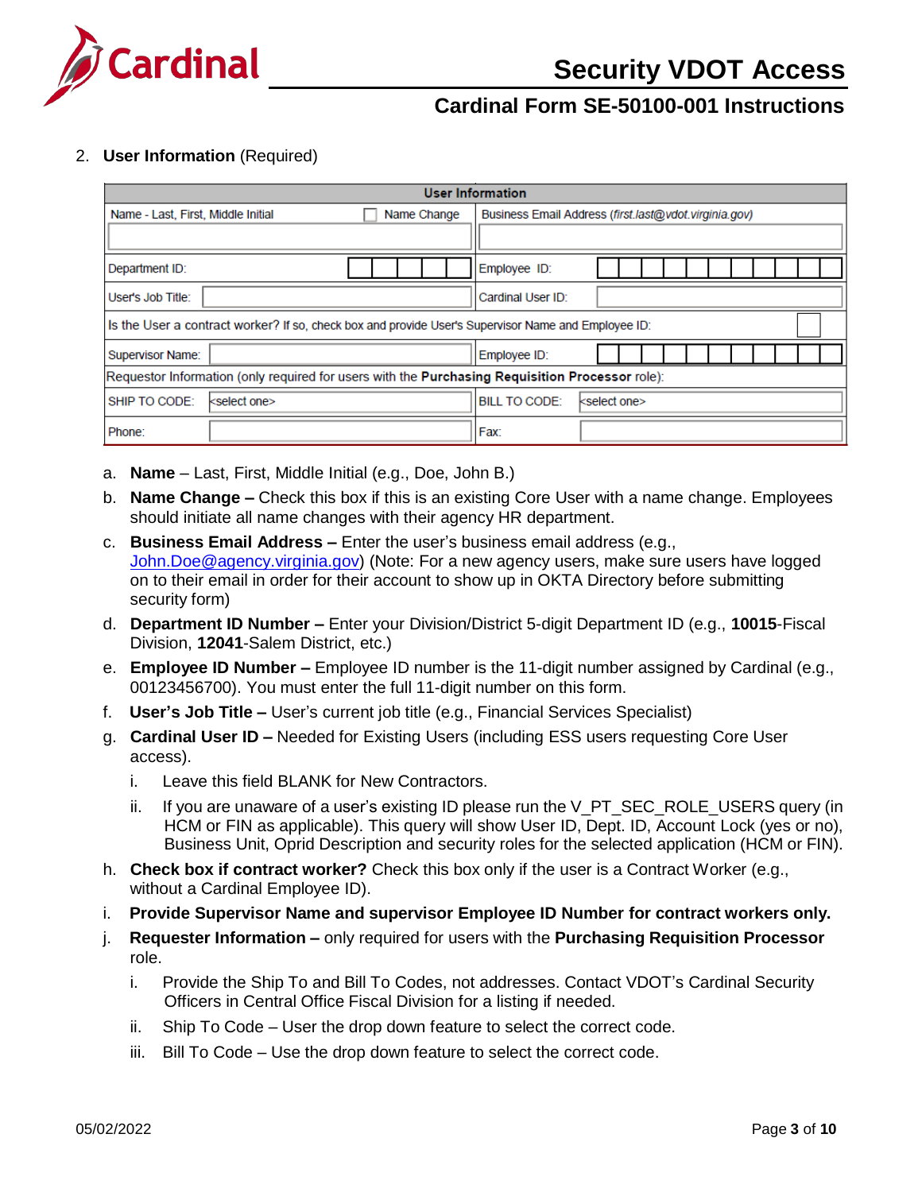2. **User Information** (Required)

| User Information | | | |
|---|---|---|---|
| Name - Last, First, Middle Initial ☐ Name Change | | Business Email Address (*first.last@vdot.virginia.gov*) | |
| Department ID: | | Employee ID: | |
| User's Job Title: | | Cardinal User ID: | |
| Is the User a contract worker? If so, check box and provide User's Supervisor Name and Employee ID: ☐ | | | |
| Supervisor Name: | | Employee ID: | |
| Requestor Information (only required for users with the **Purchasing Requisition Processor** role): | | | |
| SHIP TO CODE: | <select one> | BILL TO CODE: | <select one> |
| Phone: | | Fax: | |

a. **Name** – Last, First, Middle Initial (e.g., Doe, John B.)

b. **Name Change –** Check this box if this is an existing Core User with a name change. Employees should initiate all name changes with their agency HR department.

c. **Business Email Address –** Enter the user's business email address (e.g., John.Doe@agency.virginia.gov) (Note: For a new agency users, make sure users have logged on to their email in order for their account to show up in OKTA Directory before submitting security form)

d. **Department ID Number –** Enter your Division/District 5-digit Department ID (e.g., **10015**-Fiscal Division, **12041**-Salem District, etc.)

e. **Employee ID Number –** Employee ID number is the 11-digit number assigned by Cardinal (e.g., 00123456700). You must enter the full 11-digit number on this form.

f. **User's Job Title –** User's current job title (e.g., Financial Services Specialist)

g. **Cardinal User ID –** Needed for Existing Users (including ESS users requesting Core User access).

   i. Leave this field BLANK for New Contractors.

   ii. If you are unaware of a user's existing ID please run the V_PT_SEC_ROLE_USERS query (in HCM or FIN as applicable). This query will show User ID, Dept. ID, Account Lock (yes or no), Business Unit, Oprid Description and security roles for the selected application (HCM or FIN).

h. **Check box if contract worker?** Check this box only if the user is a Contract Worker (e.g., without a Cardinal Employee ID).

i. **Provide Supervisor Name and supervisor Employee ID Number for contract workers only.**

j. **Requester Information –** only required for users with the **Purchasing Requisition Processor** role.

   i. Provide the Ship To and Bill To Codes, not addresses. Contact VDOT's Cardinal Security Officers in Central Office Fiscal Division for a listing if needed.

   ii. Ship To Code – User the drop down feature to select the correct code.

   iii. Bill To Code – Use the drop down feature to select the correct code.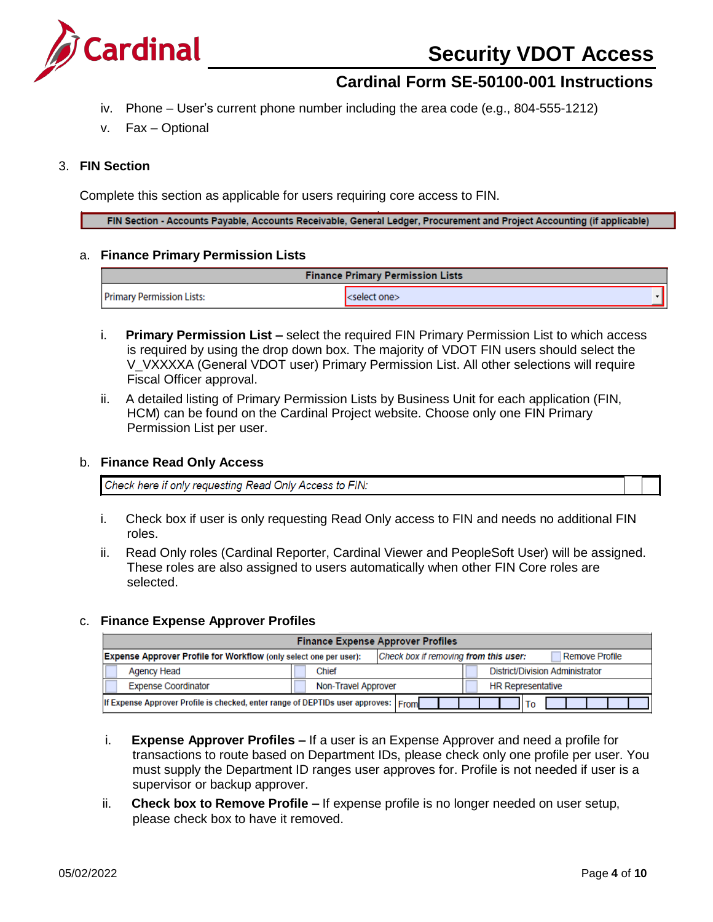iv. Phone – User's current phone number including the area code (e.g., 804-555-1212)

v. Fax – Optional

## 3. FIN Section

Complete this section as applicable for users requiring core access to FIN.

| FIN Section - Accounts Payable, Accounts Receivable, General Ledger, Procurement and Project Accounting (if applicable) |
|---|

### a. Finance Primary Permission Lists

| Finance Primary Permission Lists | |
|---|---|
| Primary Permission Lists: | <select one> |

i. **Primary Permission List –** select the required FIN Primary Permission List to which access is required by using the drop down box. The majority of VDOT FIN users should select the V_VXXXXA (General VDOT user) Primary Permission List. All other selections will require Fiscal Officer approval.

ii. A detailed listing of Primary Permission Lists by Business Unit for each application (FIN, HCM) can be found on the Cardinal Project website. Choose only one FIN Primary Permission List per user.

### b. Finance Read Only Access

| *Check here if only requesting Read Only Access to FIN:* | |
|---|---|

i. Check box if user is only requesting Read Only access to FIN and needs no additional FIN roles.

ii. Read Only roles (Cardinal Reporter, Cardinal Viewer and PeopleSoft User) will be assigned. These roles are also assigned to users automatically when other FIN Core roles are selected.

### c. Finance Expense Approver Profiles

| Finance Expense Approver Profiles | | |
|---|---|---|
| **Expense Approver Profile for Workflow** (only select one per user): | *Check box if removing* ***from this user:*** | Remove Profile |
| Agency Head | Chief | District/Division Administrator |
| Expense Coordinator | Non-Travel Approver | HR Representative |
| If Expense Approver Profile is checked, enter range of DEPTIDs user approves: | From | To |

i. **Expense Approver Profiles –** If a user is an Expense Approver and need a profile for transactions to route based on Department IDs, please check only one profile per user. You must supply the Department ID ranges user approves for. Profile is not needed if user is a supervisor or backup approver.

ii. **Check box to Remove Profile –** If expense profile is no longer needed on user setup, please check box to have it removed.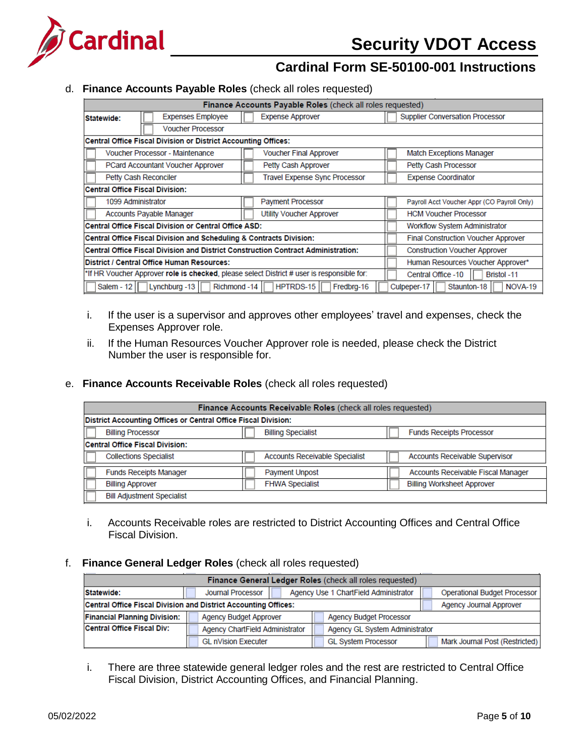d. **Finance Accounts Payable Roles** (check all roles requested)

| **Finance Accounts Payable Roles** (check all roles requested) | | | | | | | |
|---|---|---|---|---|---|---|---|
| **Statewide:** | ☐ Expenses Employee | | ☐ Expense Approver | | ☐ Supplier Conversation Processor | | |
| | ☐ Voucher Processor | | | | | | |
| **Central Office Fiscal Division or District Accounting Offices:** | | | | | | | |
| ☐ Voucher Processor - Maintenance | | | ☐ Voucher Final Approver | | ☐ Match Exceptions Manager | | |
| ☐ PCard Accountant Voucher Approver | | | ☐ Petty Cash Approver | | ☐ Petty Cash Processor | | |
| ☐ Petty Cash Reconciler | | | ☐ Travel Expense Sync Processor | | ☐ Expense Coordinator | | |
| **Central Office Fiscal Division:** | | | | | | | |
| ☐ 1099 Administrator | | | ☐ Payment Processor | | ☐ Payroll Acct Voucher Appr (CO Payroll Only) | | |
| ☐ Accounts Payable Manager | | | ☐ Utility Voucher Approver | | ☐ HCM Voucher Processor | | |
| **Central Office Fiscal Division or Central Office ASD:** | | | | | ☐ Workflow System Administrator | | |
| **Central Office Fiscal Division and Scheduling & Contracts Division:** | | | | | ☐ Final Construction Voucher Approver | | |
| **Central Office Fiscal Division and District Construction Contract Administration:** | | | | | ☐ Construction Voucher Approver | | |
| **District / Central Office Human Resources:** | | | | | ☐ Human Resources Voucher Approver* | | |
| *If HR Voucher Approver **role is checked**, please select District # user is responsible for: | | | | | ☐ Central Office -10 | ☐ Bristol -11 | |
| ☐ Salem - 12 | ☐ Lynchburg -13 | ☐ Richmond -14 | ☐ HPTRDS-15 | ☐ Fredbrg-16 | ☐ Culpeper-17 | ☐ Staunton-18 | ☐ NOVA-19 |

i. If the user is a supervisor and approves other employees' travel and expenses, check the Expenses Approver role.

ii. If the Human Resources Voucher Approver role is needed, please check the District Number the user is responsible for.

e. **Finance Accounts Receivable Roles** (check all roles requested)

| **Finance Accounts Receivable Roles** (check all roles requested) | | |
|---|---|---|
| **District Accounting Offices or Central Office Fiscal Division:** | | |
| ☐ Billing Processor | ☐ Billing Specialist | ☐ Funds Receipts Processor |
| **Central Office Fiscal Division:** | | |
| ☐ Collections Specialist | ☐ Accounts Receivable Specialist | ☐ Accounts Receivable Supervisor |
| ☐ Funds Receipts Manager | ☐ Payment Unpost | ☐ Accounts Receivable Fiscal Manager |
| ☐ Billing Approver | ☐ FHWA Specialist | ☐ Billing Worksheet Approver |
| ☐ Bill Adjustment Specialist | | |

i. Accounts Receivable roles are restricted to District Accounting Offices and Central Office Fiscal Division.

f. **Finance General Ledger Roles** (check all roles requested)

| **Finance General Ledger Roles** (check all roles requested) | | | |
|---|---|---|---|
| **Statewide:** | ☐ Journal Processor | ☐ Agency Use 1 ChartField Administrator | ☐ Operational Budget Processor |
| **Central Office Fiscal Division and District Accounting Offices:** | | | ☐ Agency Journal Approver |
| **Financial Planning Division:** | ☐ Agency Budget Approver | ☐ Agency Budget Processor | |
| **Central Office Fiscal Div:** | ☐ Agency ChartField Administrator | ☐ Agency GL System Administrator | |
| | ☐ GL nVision Executer | ☐ GL System Processor | ☐ Mark Journal Post (Restricted) |

i. There are three statewide general ledger roles and the rest are restricted to Central Office Fiscal Division, District Accounting Offices, and Financial Planning.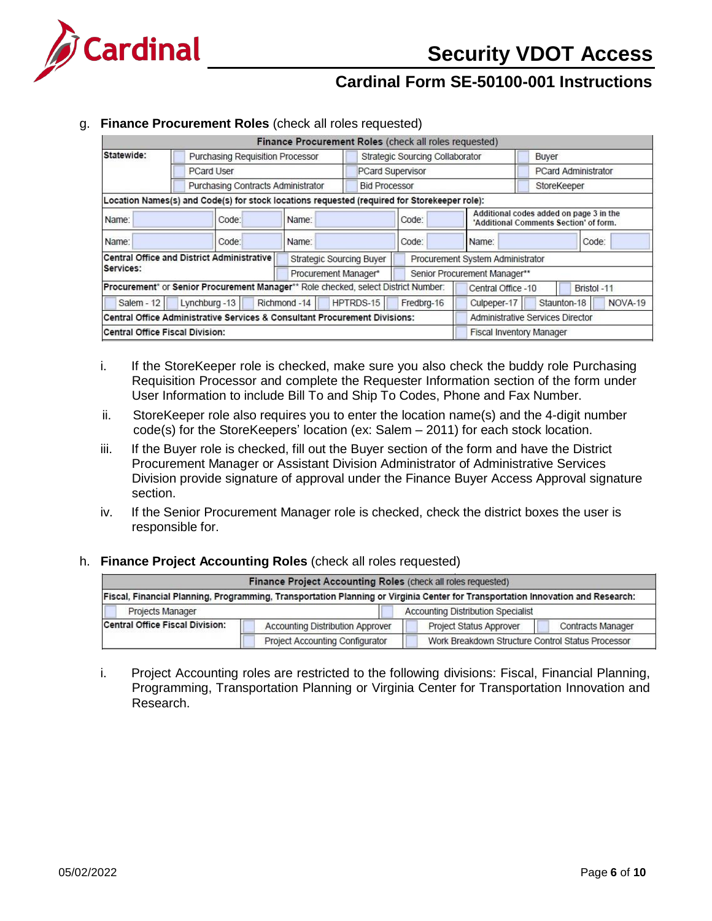g. **Finance Procurement Roles** (check all roles requested)

| **Finance Procurement Roles** (check all roles requested) | | | |
|---|---|---|---|
| **Statewide:** | ☐ Purchasing Requisition Processor | ☐ Strategic Sourcing Collaborator | ☐ Buyer |
| | ☐ PCard User | ☐ PCard Supervisor | ☐ PCard Administrator |
| | ☐ Purchasing Contracts Administrator | ☐ Bid Processor | ☐ StoreKeeper |

**Location Names(s) and Code(s) for stock locations requested (required for Storekeeper role):**

| Name: | Code: | Name: | Code: | Additional codes added on page 3 in the 'Additional Comments Section' of form. | |
|---|---|---|---|---|---|
| Name: | Code: | Name: | Code: | Name: | Code: |

| **Central Office and District Administrative Services:** | ☐ Strategic Sourcing Buyer | ☐ Procurement System Administrator |
|---|---|---|
| | ☐ Procurement Manager* | ☐ Senior Procurement Manager** |

**Procurement*** or **Senior Procurement Manager**** Role checked, select District Number: ☐ Central Office -10 ☐ Bristol -11

☐ Salem - 12 ☐ Lynchburg -13 ☐ Richmond -14 ☐ HPTRDS-15 ☐ Fredbrg-16 ☐ Culpeper-17 ☐ Staunton-18 ☐ NOVA-19

| | |
|---|---|
| **Central Office Administrative Services & Consultant Procurement Divisions:** | ☐ Administrative Services Director |
| **Central Office Fiscal Division:** | ☐ Fiscal Inventory Manager |

i. If the StoreKeeper role is checked, make sure you also check the buddy role Purchasing Requisition Processor and complete the Requester Information section of the form under User Information to include Bill To and Ship To Codes, Phone and Fax Number.

ii. StoreKeeper role also requires you to enter the location name(s) and the 4-digit number code(s) for the StoreKeepers' location (ex: Salem – 2011) for each stock location.

iii. If the Buyer role is checked, fill out the Buyer section of the form and have the District Procurement Manager or Assistant Division Administrator of Administrative Services Division provide signature of approval under the Finance Buyer Access Approval signature section.

iv. If the Senior Procurement Manager role is checked, check the district boxes the user is responsible for.

h. **Finance Project Accounting Roles** (check all roles requested)

| **Finance Project Accounting Roles** (check all roles requested) | | | |
|---|---|---|---|
| **Fiscal, Financial Planning, Programming, Transportation Planning or Virginia Center for Transportation Innovation and Research:** | | | |
| ☐ Projects Manager | | ☐ Accounting Distribution Specialist | |
| **Central Office Fiscal Division:** | ☐ Accounting Distribution Approver | ☐ Project Status Approver | ☐ Contracts Manager |
| | ☐ Project Accounting Configurator | ☐ Work Breakdown Structure Control Status Processor | |

i. Project Accounting roles are restricted to the following divisions: Fiscal, Financial Planning, Programming, Transportation Planning or Virginia Center for Transportation Innovation and Research.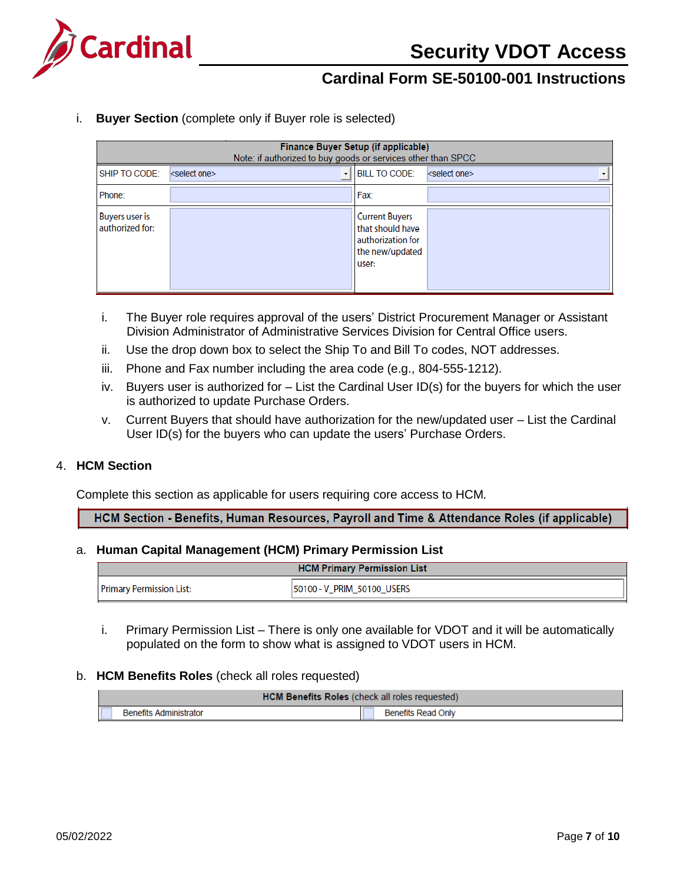i. **Buyer Section** (complete only if Buyer role is selected)

| Finance Buyer Setup (if applicable) Note: if authorized to buy goods or services other than SPCC | | | |
|---|---|---|---|
| SHIP TO CODE: | <select one> | BILL TO CODE: | <select one> |
| Phone: | | Fax: | |
| Buyers user is authorized for: | | Current Buyers that should have authorization for the new/updated user: | |

i. The Buyer role requires approval of the users' District Procurement Manager or Assistant Division Administrator of Administrative Services Division for Central Office users.

ii. Use the drop down box to select the Ship To and Bill To codes, NOT addresses.

iii. Phone and Fax number including the area code (e.g., 804-555-1212).

iv. Buyers user is authorized for – List the Cardinal User ID(s) for the buyers for which the user is authorized to update Purchase Orders.

v. Current Buyers that should have authorization for the new/updated user – List the Cardinal User ID(s) for the buyers who can update the users' Purchase Orders.

## 4. HCM Section

Complete this section as applicable for users requiring core access to HCM.

**HCM Section - Benefits, Human Resources, Payroll and Time & Attendance Roles (if applicable)**

### a. Human Capital Management (HCM) Primary Permission List

| HCM Primary Permission List | |
|---|---|
| Primary Permission List: | 50100 - V_PRIM_50100_USERS |

i. Primary Permission List – There is only one available for VDOT and it will be automatically populated on the form to show what is assigned to VDOT users in HCM.

### b. HCM Benefits Roles (check all roles requested)

| **HCM Benefits Roles** (check all roles requested) | |
|---|---|
| ☐ Benefits Administrator | ☐ Benefits Read Only |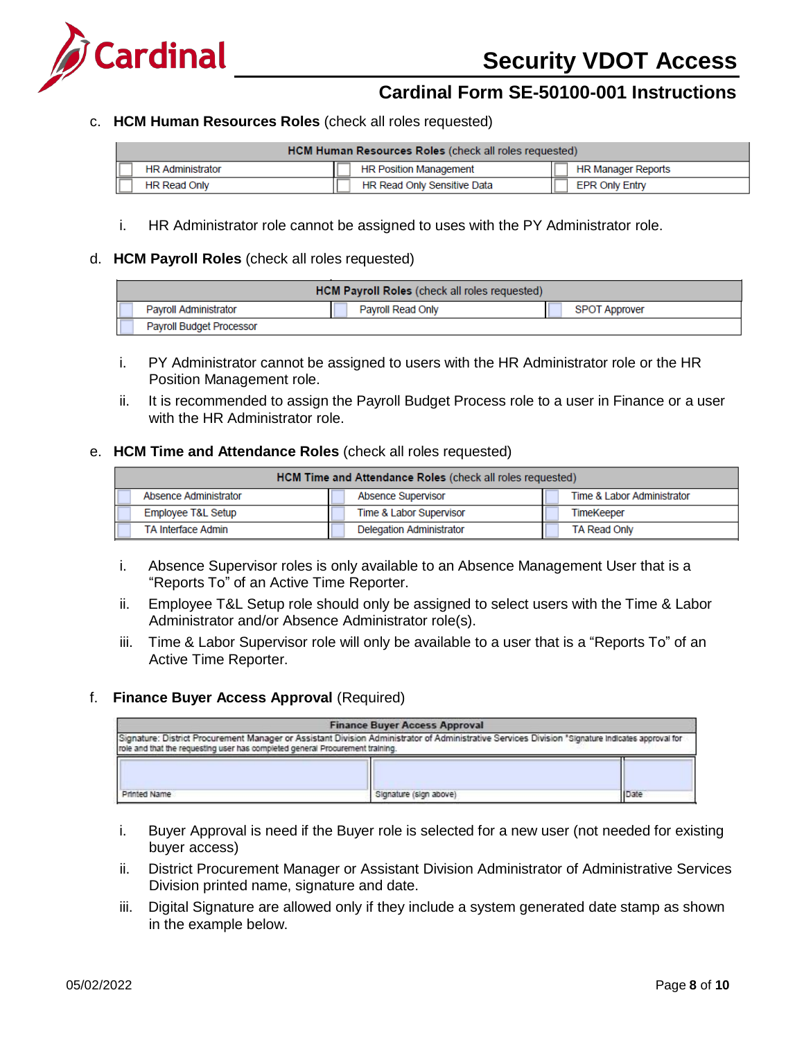c. **HCM Human Resources Roles** (check all roles requested)

| **HCM Human Resources Roles** (check all roles requested) | | |
|---|---|---|
| ☐ HR Administrator | ☐ HR Position Management | ☐ HR Manager Reports |
| ☐ HR Read Only | ☐ HR Read Only Sensitive Data | ☐ EPR Only Entry |

i. HR Administrator role cannot be assigned to uses with the PY Administrator role.

d. **HCM Payroll Roles** (check all roles requested)

| **HCM Payroll Roles** (check all roles requested) | | |
|---|---|---|
| ☐ Payroll Administrator | ☐ Payroll Read Only | ☐ SPOT Approver |
| ☐ Payroll Budget Processor | | |

i. PY Administrator cannot be assigned to users with the HR Administrator role or the HR Position Management role.

ii. It is recommended to assign the Payroll Budget Process role to a user in Finance or a user with the HR Administrator role.

e. **HCM Time and Attendance Roles** (check all roles requested)

| **HCM Time and Attendance Roles** (check all roles requested) | | |
|---|---|---|
| ☐ Absence Administrator | ☐ Absence Supervisor | ☐ Time & Labor Administrator |
| ☐ Employee T&L Setup | ☐ Time & Labor Supervisor | ☐ TimeKeeper |
| ☐ TA Interface Admin | ☐ Delegation Administrator | ☐ TA Read Only |

i. Absence Supervisor roles is only available to an Absence Management User that is a "Reports To" of an Active Time Reporter.

ii. Employee T&L Setup role should only be assigned to select users with the Time & Labor Administrator and/or Absence Administrator role(s).

iii. Time & Labor Supervisor role will only be available to a user that is a "Reports To" of an Active Time Reporter.

f. **Finance Buyer Access Approval** (Required)

| **Finance Buyer Access Approval** | | |
|---|---|---|
| Signature: District Procurement Manager or Assistant Division Administrator of Administrative Services Division *Signature indicates approval for role and that the requesting user has completed general Procurement training. | | |
| | | |
| Printed Name | Signature (sign above) | Date |

i. Buyer Approval is need if the Buyer role is selected for a new user (not needed for existing buyer access)

ii. District Procurement Manager or Assistant Division Administrator of Administrative Services Division printed name, signature and date.

iii. Digital Signature are allowed only if they include a system generated date stamp as shown in the example below.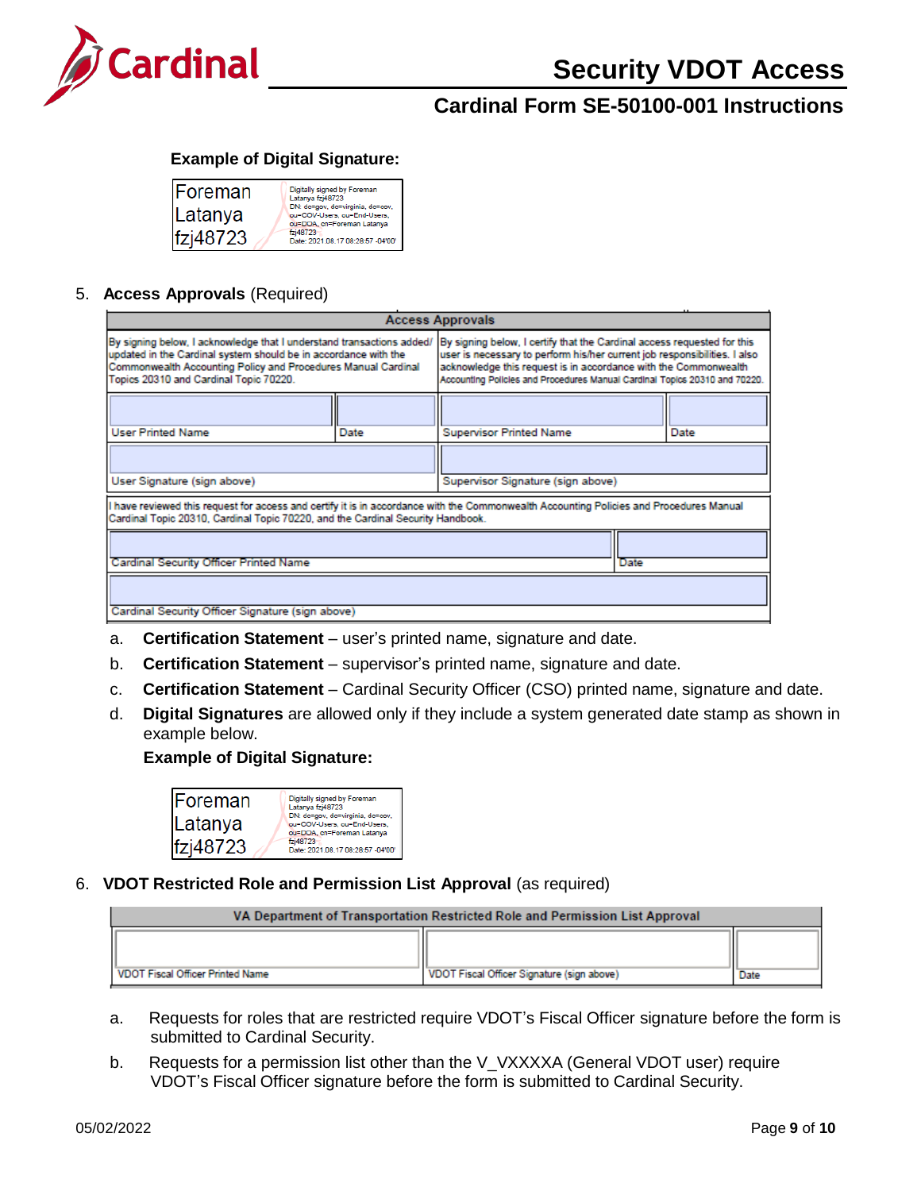**Example of Digital Signature:**

| Foreman Latanya fzj48723 | Digitally signed by Foreman Latanya fzj48723 DN: dc=gov, dc=virginia, dc=cov, ou=COV-Users, ou=End-Users, ou=DOA, cn=Foreman Latanya fzj48723 Date: 2021.08.17 08:28:57 -04'00' |
|---|---|

5. **Access Approvals** (Required)

| Access Approvals | | | |
|---|---|---|---|
| By signing below, I acknowledge that I understand transactions added/ updated in the Cardinal system should be in accordance with the Commonwealth Accounting Policy and Procedures Manual Cardinal Topics 20310 and Cardinal Topic 70220. | | By signing below, I certify that the Cardinal access requested for this user is necessary to perform his/her current job responsibilities. I also acknowledge this request is in accordance with the Commonwealth Accounting Policies and Procedures Manual Cardinal Topics 20310 and 70220. | |
| User Printed Name | Date | Supervisor Printed Name | Date |
| User Signature (sign above) | | Supervisor Signature (sign above) | |
| I have reviewed this request for access and certify it is in accordance with the Commonwealth Accounting Policies and Procedures Manual Cardinal Topic 20310, Cardinal Topic 70220, and the Cardinal Security Handbook. | | | |
| Cardinal Security Officer Printed Name | | | Date |
| Cardinal Security Officer Signature (sign above) | | | |

a. **Certification Statement** – user's printed name, signature and date.

b. **Certification Statement** – supervisor's printed name, signature and date.

c. **Certification Statement** – Cardinal Security Officer (CSO) printed name, signature and date.

d. **Digital Signatures** are allowed only if they include a system generated date stamp as shown in example below.

**Example of Digital Signature:**

| Foreman Latanya fzj48723 | Digitally signed by Foreman Latanya fzj48723 DN: dc=gov, dc=virginia, dc=cov, ou=COV-Users, ou=End-Users, ou=DOA, cn=Foreman Latanya fzj48723 Date: 2021.08.17 08:28:57 -04'00' |
|---|---|

6. **VDOT Restricted Role and Permission List Approval** (as required)

| VA Department of Transportation Restricted Role and Permission List Approval | | |
|---|---|---|
| VDOT Fiscal Officer Printed Name | VDOT Fiscal Officer Signature (sign above) | Date |

a. Requests for roles that are restricted require VDOT's Fiscal Officer signature before the form is submitted to Cardinal Security.

b. Requests for a permission list other than the V_VXXXXA (General VDOT user) require VDOT's Fiscal Officer signature before the form is submitted to Cardinal Security.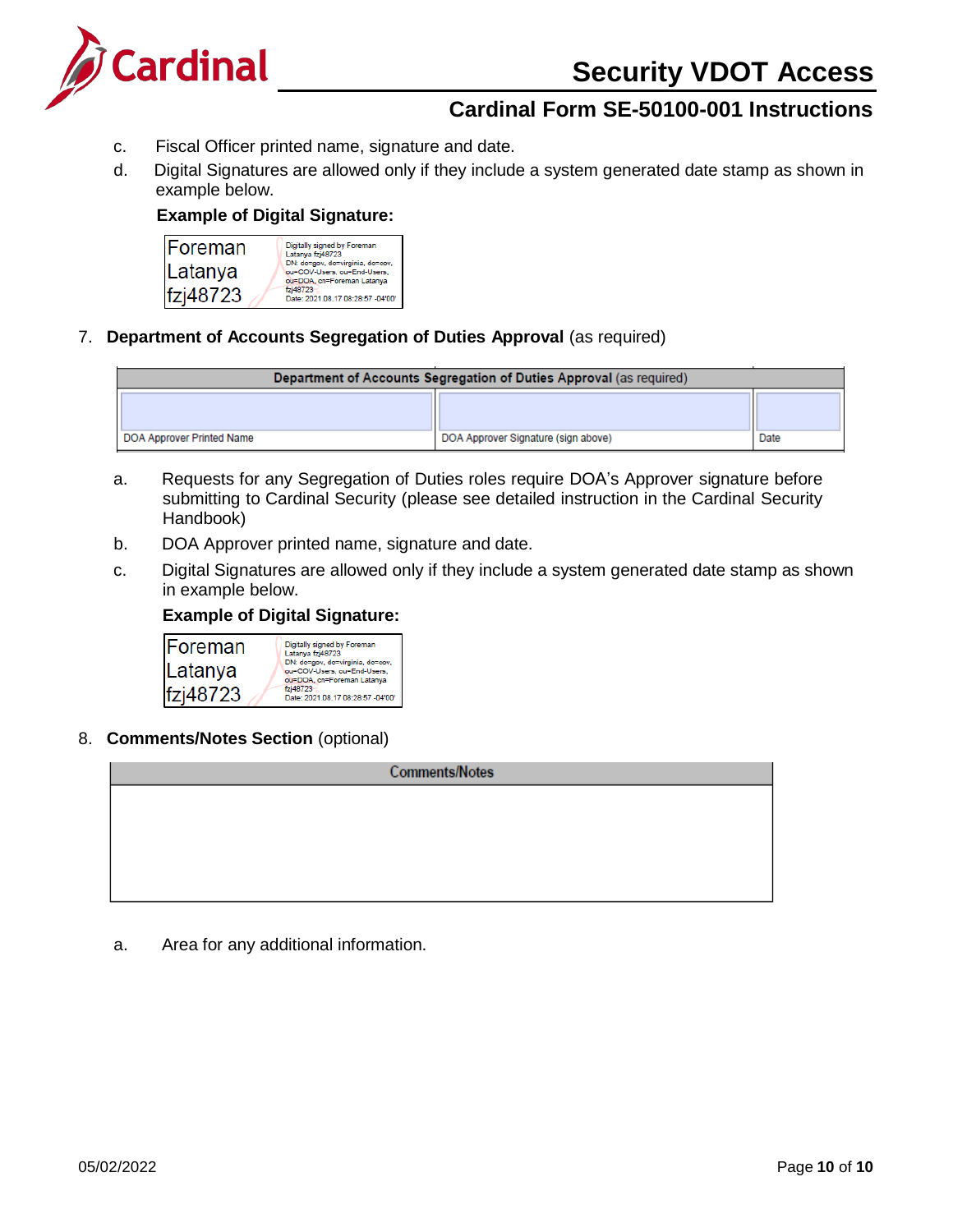c. Fiscal Officer printed name, signature and date.

d. Digital Signatures are allowed only if they include a system generated date stamp as shown in example below.

**Example of Digital Signature:**

| | |
|---|---|
| Foreman Latanya fzj48723 | Digitally signed by Foreman Latanya fzj48723 DN: dc=gov, dc=virginia, dc=cov, ou=COV-Users, ou=End-Users, ou=DOA, cn=Foreman Latanya fzj48723 Date: 2021.08.17 08:28:57 -04'00' |

7. **Department of Accounts Segregation of Duties Approval** (as required)

| **Department of Accounts Segregation of Duties Approval** (as required) | | |
|---|---|---|
| | | |
| DOA Approver Printed Name | DOA Approver Signature (sign above) | Date |

a. Requests for any Segregation of Duties roles require DOA's Approver signature before submitting to Cardinal Security (please see detailed instruction in the Cardinal Security Handbook)

b. DOA Approver printed name, signature and date.

c. Digital Signatures are allowed only if they include a system generated date stamp as shown in example below.

**Example of Digital Signature:**

| | |
|---|---|
| Foreman Latanya fzj48723 | Digitally signed by Foreman Latanya fzj48723 DN: dc=gov, dc=virginia, dc=cov, ou=COV-Users, ou=End-Users, ou=DOA, cn=Foreman Latanya fzj48723 Date: 2021.08.17 08:28:57 -04'00' |

8. **Comments/Notes Section** (optional)

| Comments/Notes |
|---|
| |

a. Area for any additional information.